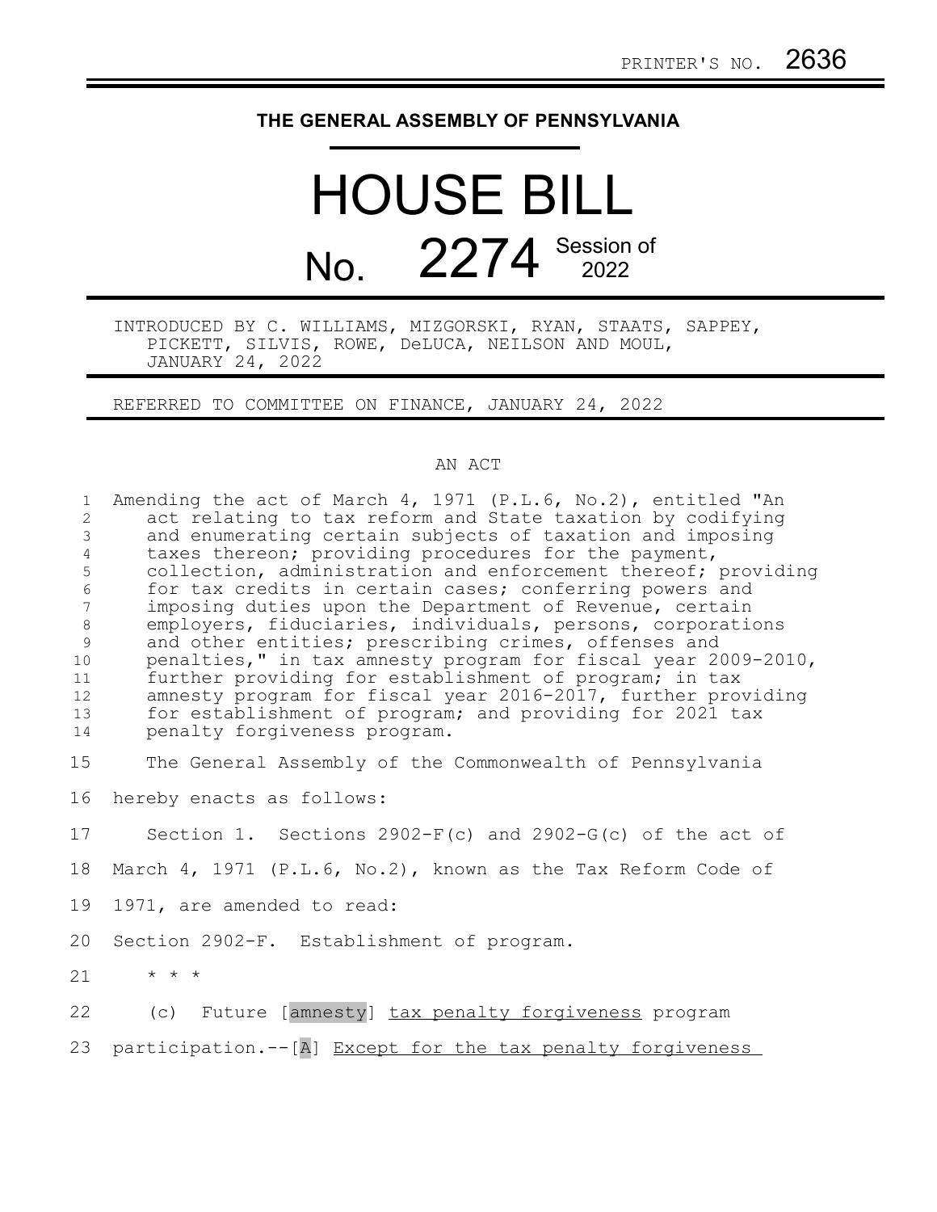PRINTER'S NO. 2636

# THE GENERAL ASSEMBLY OF PENNSYLVANIA

# HOUSE BILL No. 2274 Session of 2022

INTRODUCED BY C. WILLIAMS, MIZGORSKI, RYAN, STAATS, SAPPEY, PICKETT, SILVIS, ROWE, DeLUCA, NEILSON AND MOUL, JANUARY 24, 2022

REFERRED TO COMMITTEE ON FINANCE, JANUARY 24, 2022

AN ACT

Amending the act of March 4, 1971 (P.L.6, No.2), entitled "An act relating to tax reform and State taxation by codifying and enumerating certain subjects of taxation and imposing taxes thereon; providing procedures for the payment, collection, administration and enforcement thereof; providing for tax credits in certain cases; conferring powers and imposing duties upon the Department of Revenue, certain employers, fiduciaries, individuals, persons, corporations and other entities; prescribing crimes, offenses and penalties," in tax amnesty program for fiscal year 2009-2010, further providing for establishment of program; in tax amnesty program for fiscal year 2016-2017, further providing for establishment of program; and providing for 2021 tax penalty forgiveness program.

The General Assembly of the Commonwealth of Pennsylvania hereby enacts as follows:

Section 1. Sections 2902-F(c) and 2902-G(c) of the act of March 4, 1971 (P.L.6, No.2), known as the Tax Reform Code of 1971, are amended to read:

Section 2902-F. Establishment of program.

\* \* \*

(c) Future [amnesty] <u>tax penalty forgiveness</u> program participation.--[A] <u>Except for the tax penalty forgiveness</u>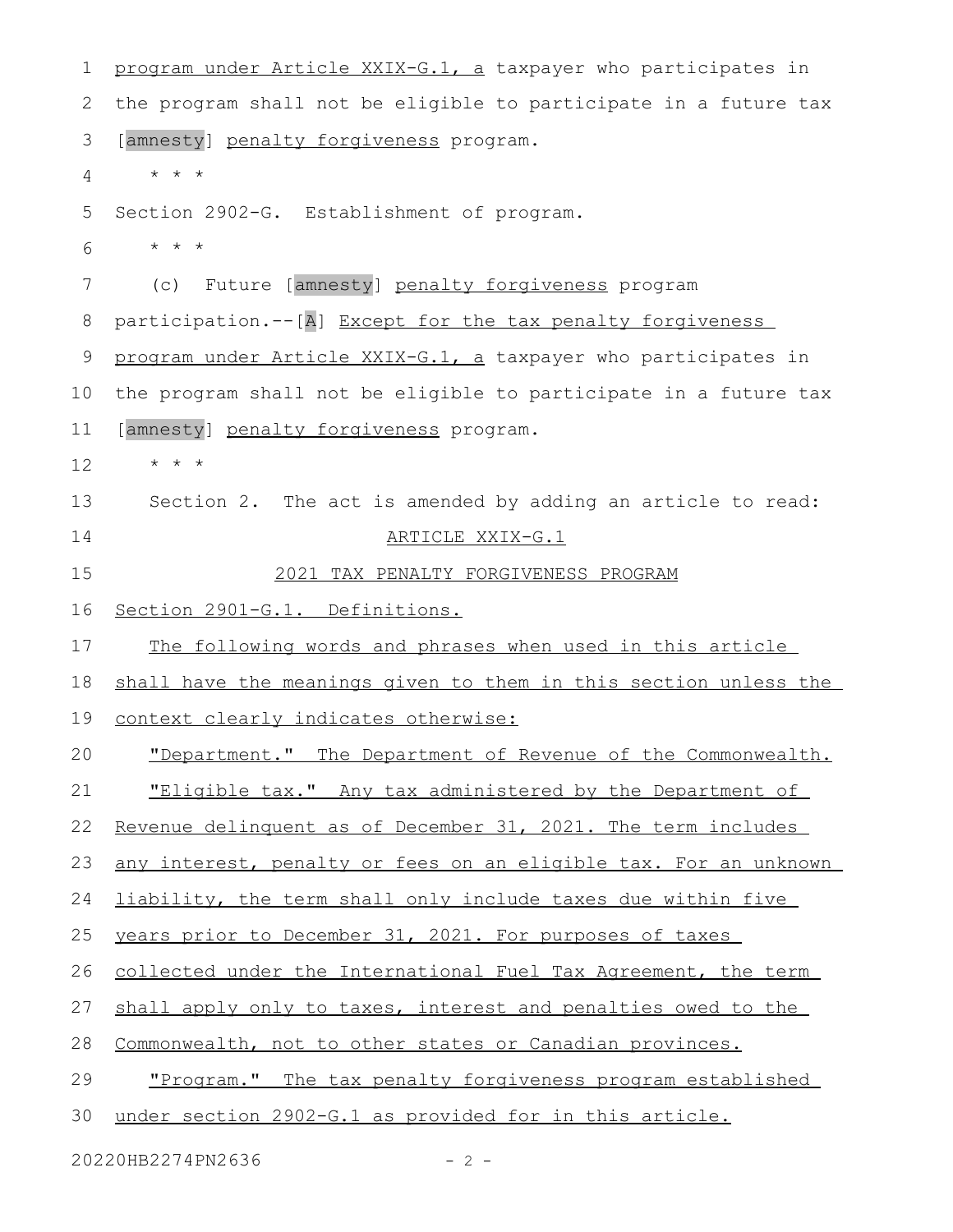program under Article XXIX-G.1, a taxpayer who participates in the program shall not be eligible to participate in a future tax [amnesty] penalty forgiveness program.

* * *

Section 2902-G. Establishment of program.

* * *

(c) Future [amnesty] penalty forgiveness program participation.--[A] Except for the tax penalty forgiveness program under Article XXIX-G.1, a taxpayer who participates in the program shall not be eligible to participate in a future tax [amnesty] penalty forgiveness program.

* * *

Section 2. The act is amended by adding an article to read:

ARTICLE XXIX-G.1

2021 TAX PENALTY FORGIVENESS PROGRAM

Section 2901-G.1. Definitions.

The following words and phrases when used in this article shall have the meanings given to them in this section unless the context clearly indicates otherwise:

"Department." The Department of Revenue of the Commonwealth.

"Eligible tax." Any tax administered by the Department of Revenue delinquent as of December 31, 2021. The term includes any interest, penalty or fees on an eligible tax. For an unknown liability, the term shall only include taxes due within five years prior to December 31, 2021. For purposes of taxes collected under the International Fuel Tax Agreement, the term shall apply only to taxes, interest and penalties owed to the Commonwealth, not to other states or Canadian provinces.

"Program." The tax penalty forgiveness program established under section 2902-G.1 as provided for in this article.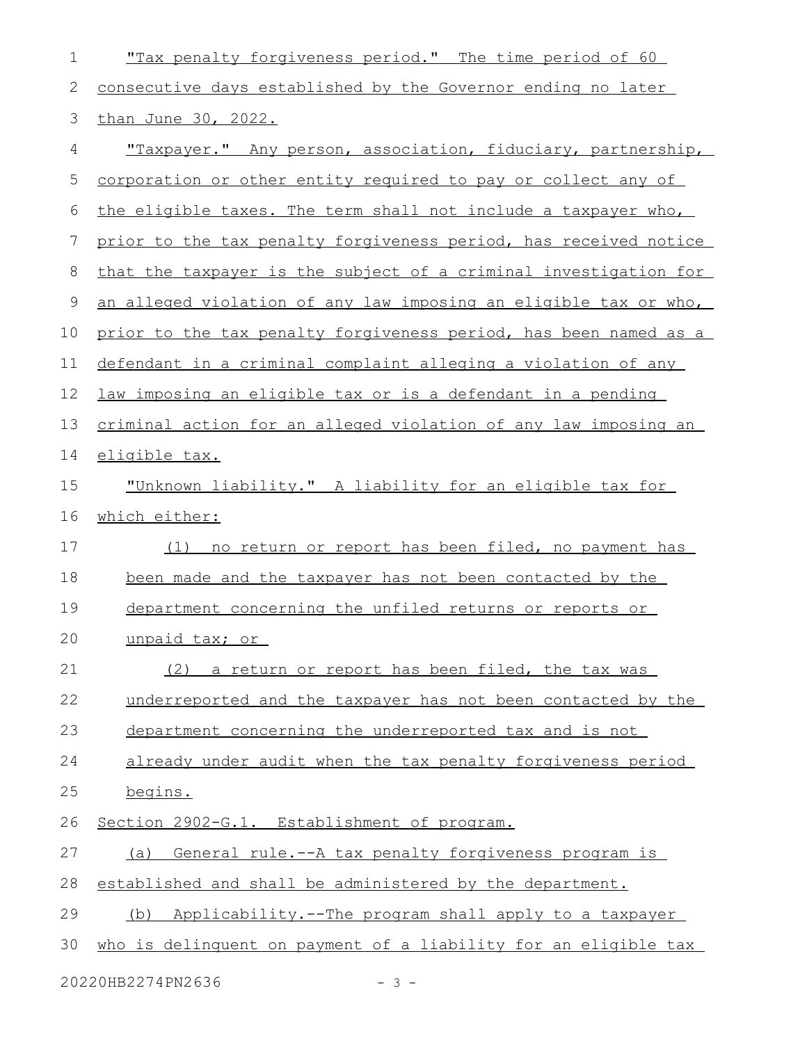"Tax penalty forgiveness period." The time period of 60 consecutive days established by the Governor ending no later than June 30, 2022.

"Taxpayer." Any person, association, fiduciary, partnership, corporation or other entity required to pay or collect any of the eligible taxes. The term shall not include a taxpayer who, prior to the tax penalty forgiveness period, has received notice that the taxpayer is the subject of a criminal investigation for an alleged violation of any law imposing an eligible tax or who, prior to the tax penalty forgiveness period, has been named as a defendant in a criminal complaint alleging a violation of any law imposing an eligible tax or is a defendant in a pending criminal action for an alleged violation of any law imposing an eligible tax.

"Unknown liability." A liability for an eligible tax for which either:

(1) no return or report has been filed, no payment has been made and the taxpayer has not been contacted by the department concerning the unfiled returns or reports or unpaid tax; or

(2) a return or report has been filed, the tax was underreported and the taxpayer has not been contacted by the department concerning the underreported tax and is not already under audit when the tax penalty forgiveness period begins.

Section 2902-G.1. Establishment of program.

(a) General rule.--A tax penalty forgiveness program is established and shall be administered by the department.

(b) Applicability.--The program shall apply to a taxpayer who is delinquent on payment of a liability for an eligible tax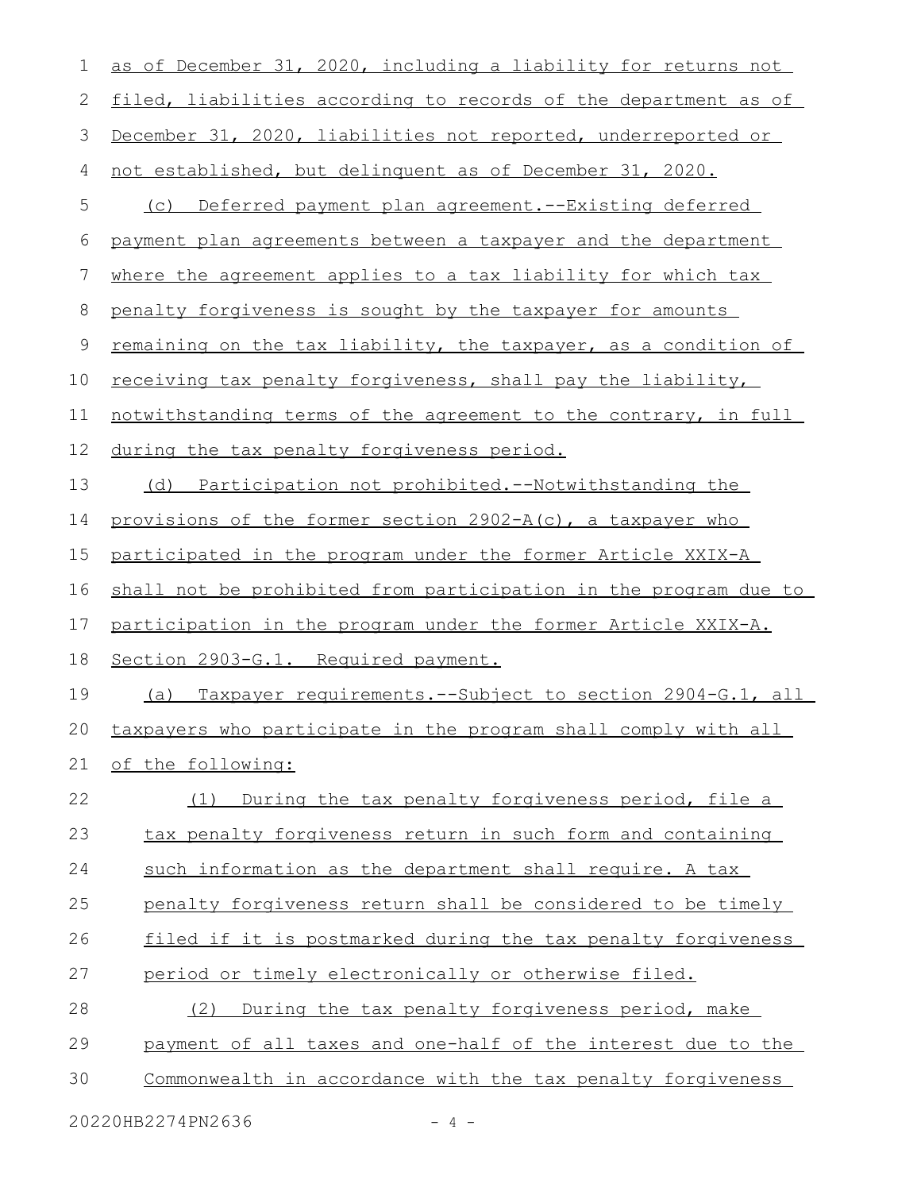as of December 31, 2020, including a liability for returns not filed, liabilities according to records of the department as of December 31, 2020, liabilities not reported, underreported or not established, but delinquent as of December 31, 2020.

(c) Deferred payment plan agreement.--Existing deferred payment plan agreements between a taxpayer and the department where the agreement applies to a tax liability for which tax penalty forgiveness is sought by the taxpayer for amounts remaining on the tax liability, the taxpayer, as a condition of receiving tax penalty forgiveness, shall pay the liability, notwithstanding terms of the agreement to the contrary, in full during the tax penalty forgiveness period.

(d) Participation not prohibited.--Notwithstanding the provisions of the former section 2902-A(c), a taxpayer who participated in the program under the former Article XXIX-A shall not be prohibited from participation in the program due to participation in the program under the former Article XXIX-A.

Section 2903-G.1. Required payment.

(a) Taxpayer requirements.--Subject to section 2904-G.1, all taxpayers who participate in the program shall comply with all of the following:

(1) During the tax penalty forgiveness period, file a tax penalty forgiveness return in such form and containing such information as the department shall require. A tax penalty forgiveness return shall be considered to be timely filed if it is postmarked during the tax penalty forgiveness period or timely electronically or otherwise filed.

(2) During the tax penalty forgiveness period, make payment of all taxes and one-half of the interest due to the Commonwealth in accordance with the tax penalty forgiveness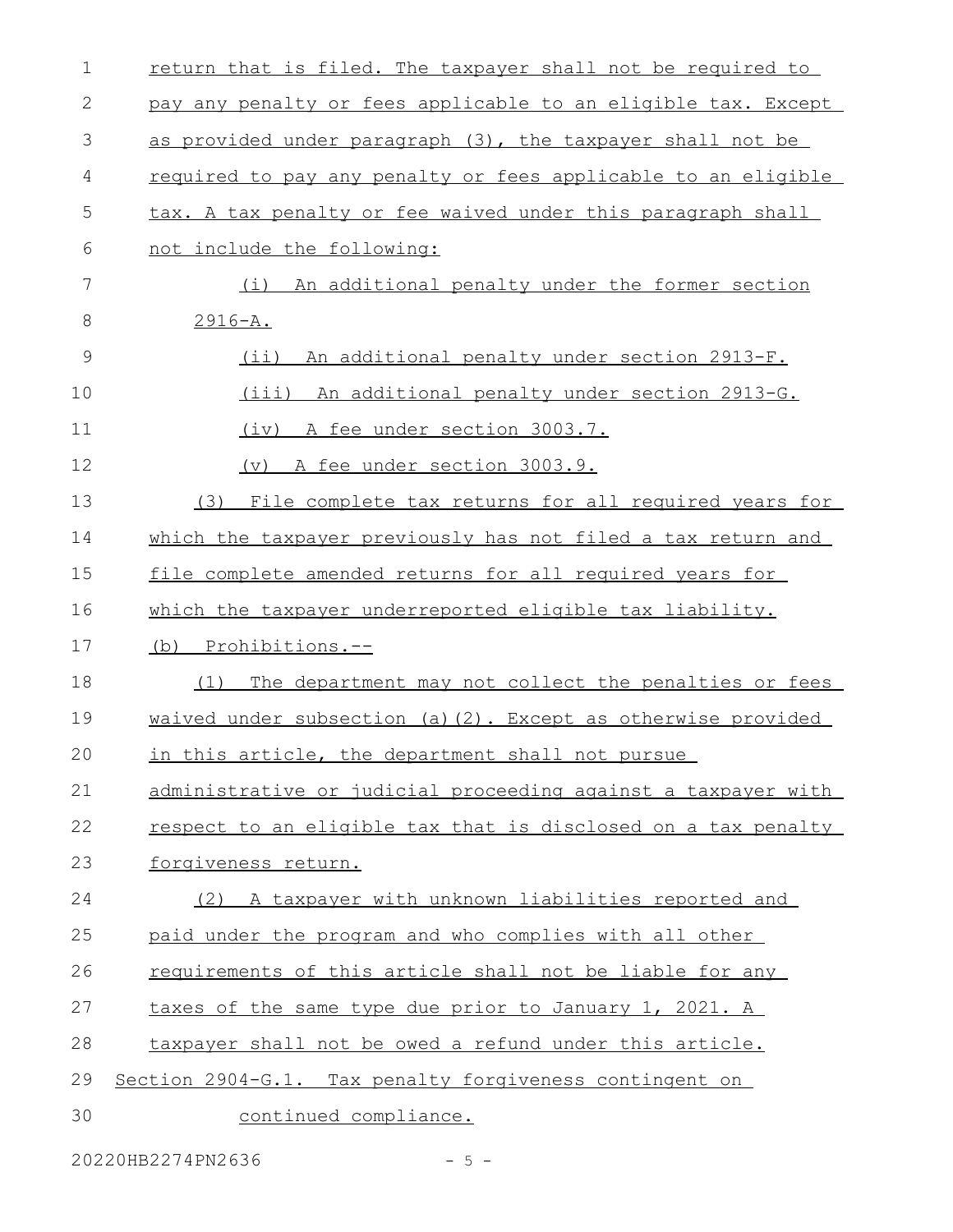return that is filed. The taxpayer shall not be required to pay any penalty or fees applicable to an eligible tax. Except as provided under paragraph (3), the taxpayer shall not be required to pay any penalty or fees applicable to an eligible tax. A tax penalty or fee waived under this paragraph shall not include the following:

(i) An additional penalty under the former section 2916-A.

(ii) An additional penalty under section 2913-F.

(iii) An additional penalty under section 2913-G.

(iv) A fee under section 3003.7.

(v) A fee under section 3003.9.

(3) File complete tax returns for all required years for which the taxpayer previously has not filed a tax return and file complete amended returns for all required years for which the taxpayer underreported eligible tax liability.

(b) Prohibitions.--

(1) The department may not collect the penalties or fees waived under subsection (a)(2). Except as otherwise provided in this article, the department shall not pursue administrative or judicial proceeding against a taxpayer with respect to an eligible tax that is disclosed on a tax penalty forgiveness return.

(2) A taxpayer with unknown liabilities reported and paid under the program and who complies with all other requirements of this article shall not be liable for any taxes of the same type due prior to January 1, 2021. A taxpayer shall not be owed a refund under this article.

Section 2904-G.1. Tax penalty forgiveness contingent on continued compliance.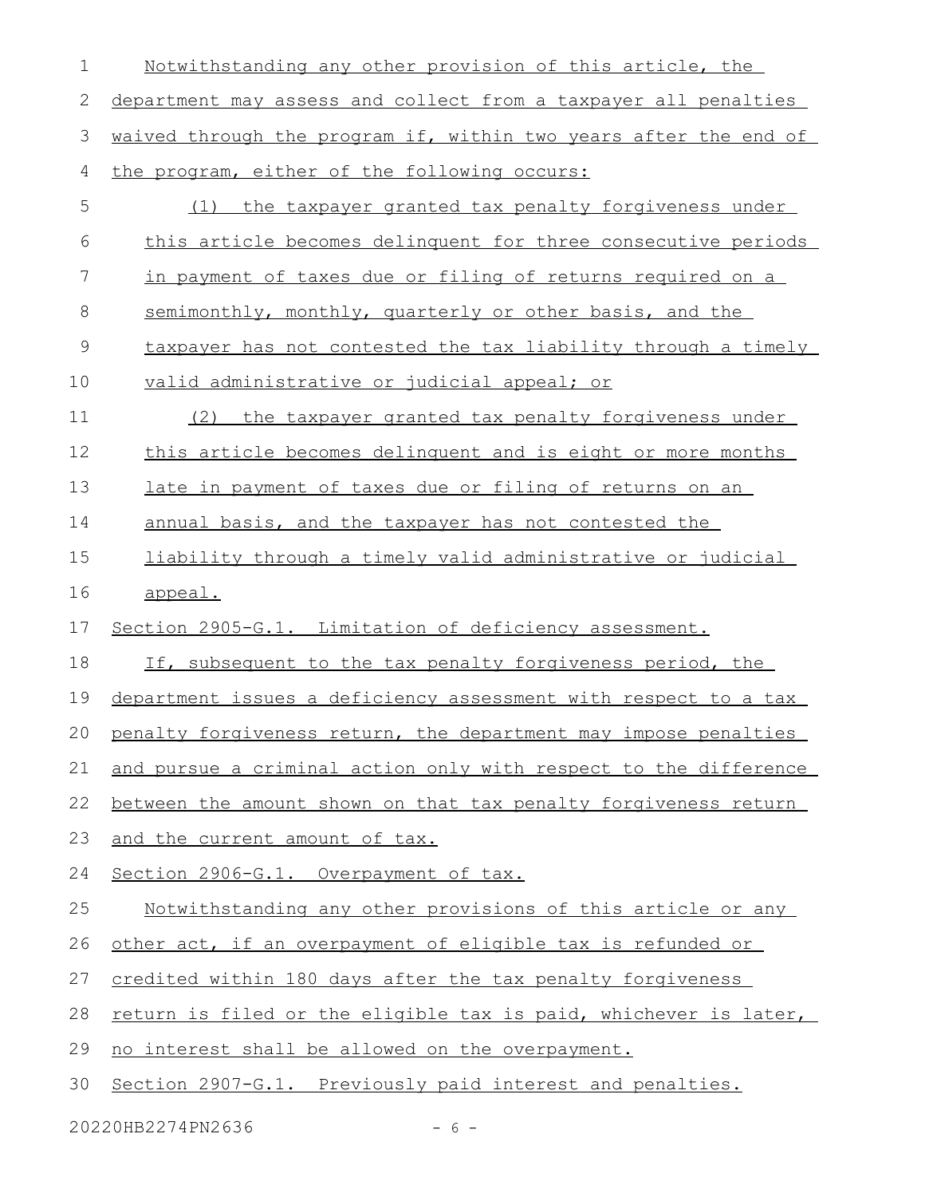Notwithstanding any other provision of this article, the department may assess and collect from a taxpayer all penalties waived through the program if, within two years after the end of the program, either of the following occurs:

(1) the taxpayer granted tax penalty forgiveness under this article becomes delinquent for three consecutive periods in payment of taxes due or filing of returns required on a semimonthly, monthly, quarterly or other basis, and the taxpayer has not contested the tax liability through a timely valid administrative or judicial appeal; or

(2) the taxpayer granted tax penalty forgiveness under this article becomes delinquent and is eight or more months late in payment of taxes due or filing of returns on an annual basis, and the taxpayer has not contested the liability through a timely valid administrative or judicial appeal.

Section 2905-G.1. Limitation of deficiency assessment.

If, subsequent to the tax penalty forgiveness period, the department issues a deficiency assessment with respect to a tax penalty forgiveness return, the department may impose penalties and pursue a criminal action only with respect to the difference between the amount shown on that tax penalty forgiveness return and the current amount of tax.

Section 2906-G.1. Overpayment of tax.

Notwithstanding any other provisions of this article or any other act, if an overpayment of eligible tax is refunded or credited within 180 days after the tax penalty forgiveness return is filed or the eligible tax is paid, whichever is later, no interest shall be allowed on the overpayment.

Section 2907-G.1. Previously paid interest and penalties.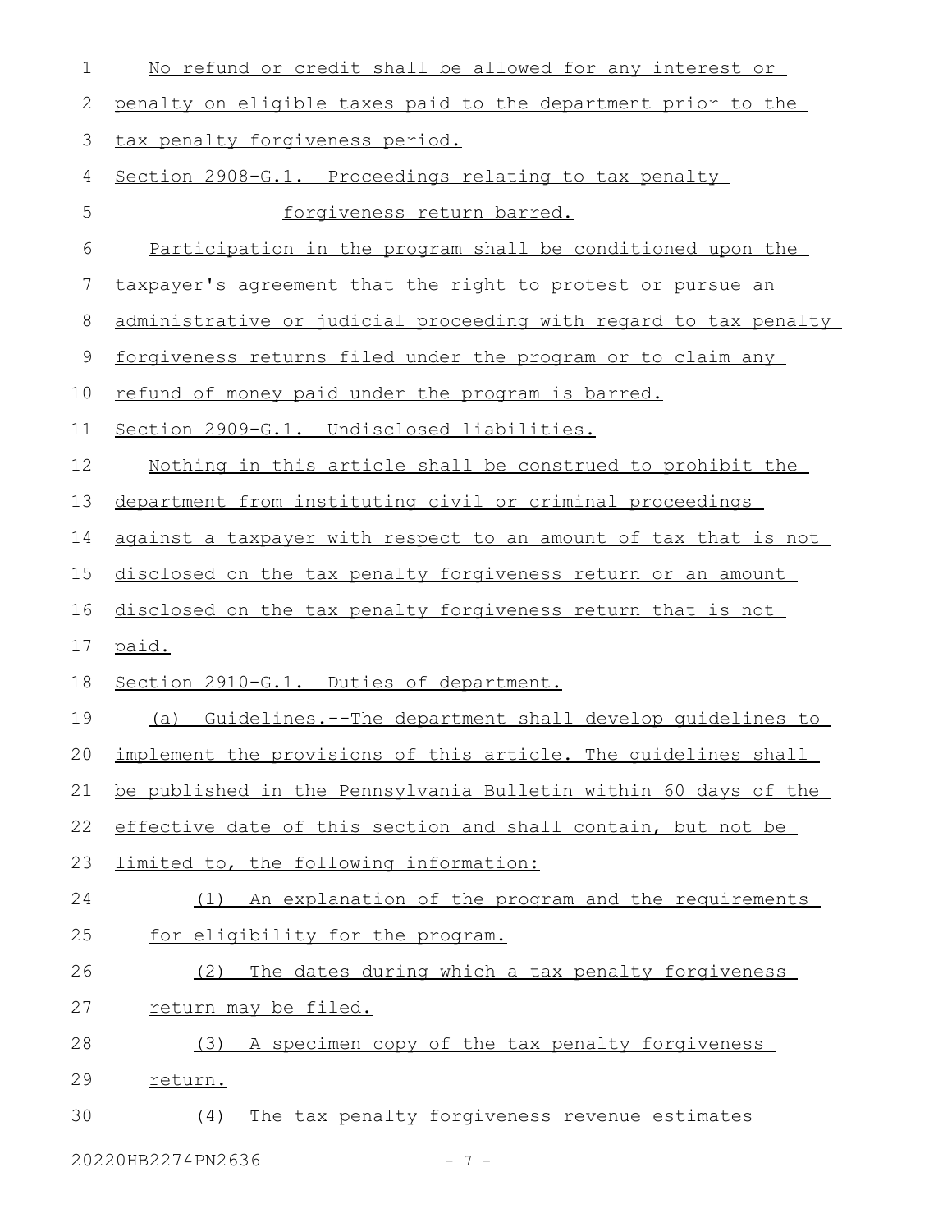No refund or credit shall be allowed for any interest or penalty on eligible taxes paid to the department prior to the tax penalty forgiveness period.

Section 2908-G.1. Proceedings relating to tax penalty forgiveness return barred.

Participation in the program shall be conditioned upon the taxpayer's agreement that the right to protest or pursue an administrative or judicial proceeding with regard to tax penalty forgiveness returns filed under the program or to claim any refund of money paid under the program is barred.

Section 2909-G.1. Undisclosed liabilities.

Nothing in this article shall be construed to prohibit the department from instituting civil or criminal proceedings against a taxpayer with respect to an amount of tax that is not disclosed on the tax penalty forgiveness return or an amount disclosed on the tax penalty forgiveness return that is not paid.

Section 2910-G.1. Duties of department.

(a) Guidelines.--The department shall develop guidelines to implement the provisions of this article. The guidelines shall be published in the Pennsylvania Bulletin within 60 days of the effective date of this section and shall contain, but not be limited to, the following information:

(1) An explanation of the program and the requirements for eligibility for the program.

(2) The dates during which a tax penalty forgiveness return may be filed.

(3) A specimen copy of the tax penalty forgiveness return.

(4) The tax penalty forgiveness revenue estimates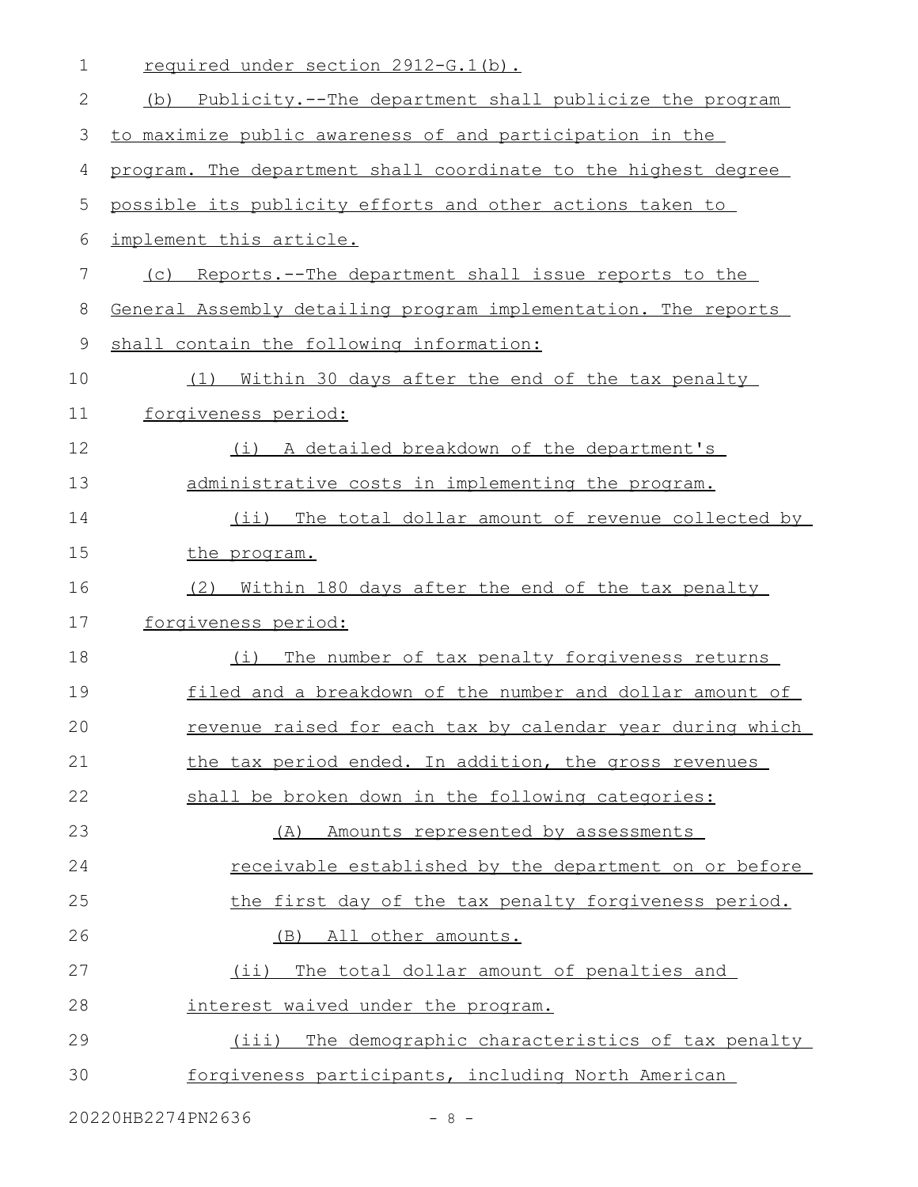required under section 2912-G.1(b).

(b) Publicity.--The department shall publicize the program to maximize public awareness of and participation in the program. The department shall coordinate to the highest degree possible its publicity efforts and other actions taken to implement this article.

(c) Reports.--The department shall issue reports to the General Assembly detailing program implementation. The reports shall contain the following information:

(1) Within 30 days after the end of the tax penalty forgiveness period:

(i) A detailed breakdown of the department's administrative costs in implementing the program.

(ii) The total dollar amount of revenue collected by the program.

(2) Within 180 days after the end of the tax penalty forgiveness period:

(i) The number of tax penalty forgiveness returns filed and a breakdown of the number and dollar amount of revenue raised for each tax by calendar year during which the tax period ended. In addition, the gross revenues shall be broken down in the following categories:

(A) Amounts represented by assessments receivable established by the department on or before the first day of the tax penalty forgiveness period.

(B) All other amounts.

(ii) The total dollar amount of penalties and interest waived under the program.

(iii) The demographic characteristics of tax penalty forgiveness participants, including North American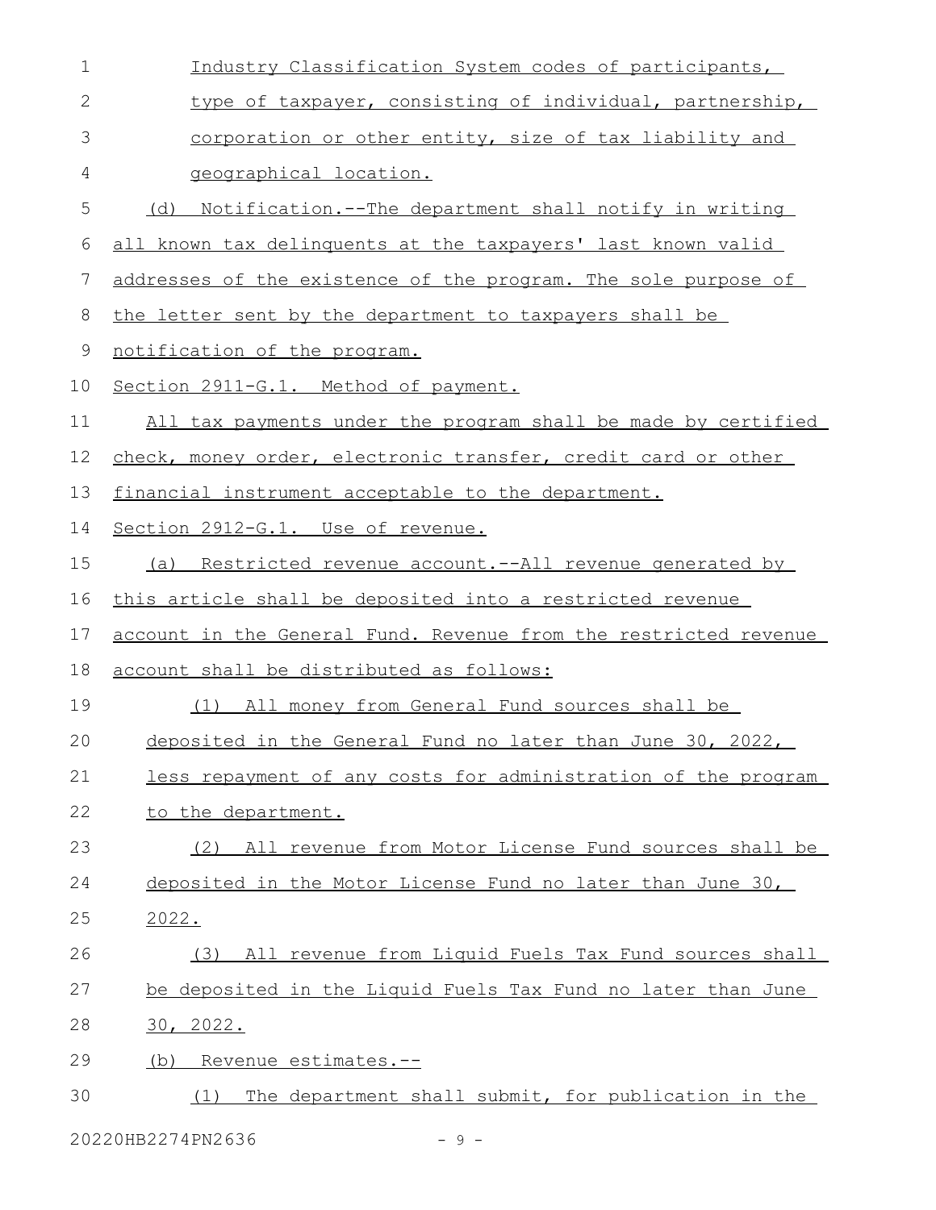Industry Classification System codes of participants, type of taxpayer, consisting of individual, partnership, corporation or other entity, size of tax liability and geographical location.

(d) Notification.--The department shall notify in writing all known tax delinquents at the taxpayers' last known valid addresses of the existence of the program. The sole purpose of the letter sent by the department to taxpayers shall be notification of the program.

Section 2911-G.1. Method of payment.

All tax payments under the program shall be made by certified check, money order, electronic transfer, credit card or other financial instrument acceptable to the department.

Section 2912-G.1. Use of revenue.

(a) Restricted revenue account.--All revenue generated by this article shall be deposited into a restricted revenue account in the General Fund. Revenue from the restricted revenue account shall be distributed as follows:

(1) All money from General Fund sources shall be deposited in the General Fund no later than June 30, 2022, less repayment of any costs for administration of the program to the department.

(2) All revenue from Motor License Fund sources shall be deposited in the Motor License Fund no later than June 30, 2022.

(3) All revenue from Liquid Fuels Tax Fund sources shall be deposited in the Liquid Fuels Tax Fund no later than June 30, 2022.

(b) Revenue estimates.--

(1) The department shall submit, for publication in the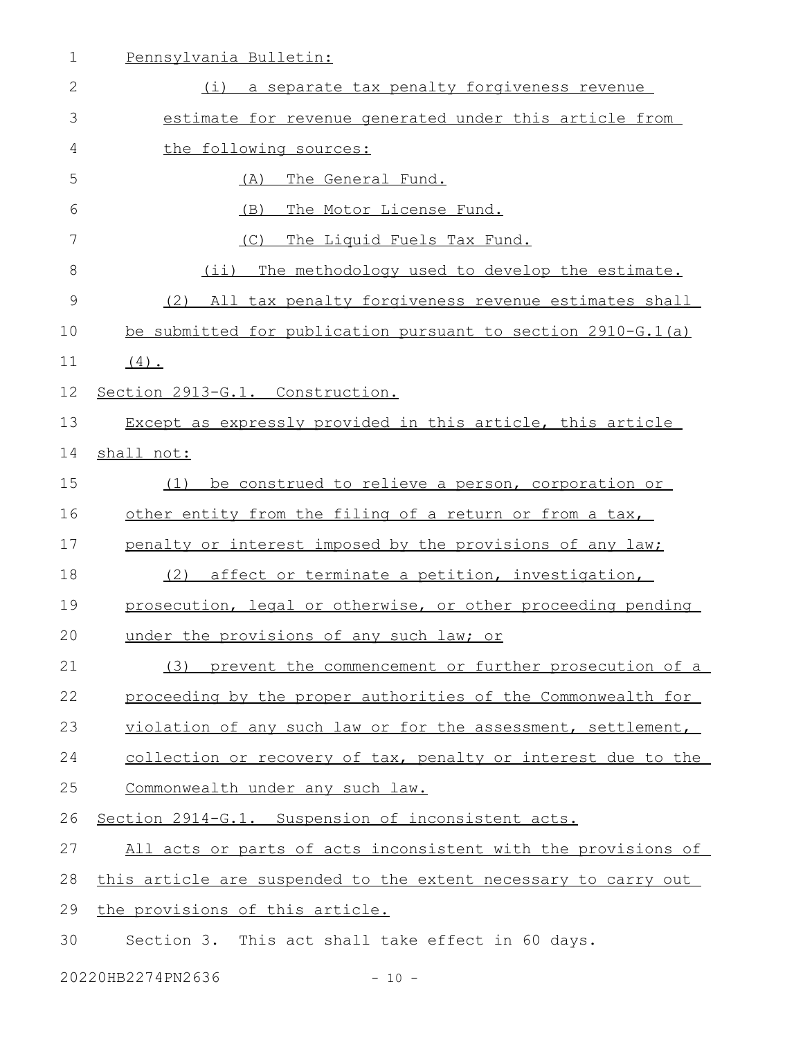Pennsylvania Bulletin:

(i) a separate tax penalty forgiveness revenue estimate for revenue generated under this article from the following sources:

(A) The General Fund.

(B) The Motor License Fund.

(C) The Liquid Fuels Tax Fund.

(ii) The methodology used to develop the estimate.

(2) All tax penalty forgiveness revenue estimates shall be submitted for publication pursuant to section 2910-G.1(a)(4).

Section 2913-G.1. Construction.

Except as expressly provided in this article, this article shall not:

(1) be construed to relieve a person, corporation or other entity from the filing of a return or from a tax, penalty or interest imposed by the provisions of any law;

(2) affect or terminate a petition, investigation, prosecution, legal or otherwise, or other proceeding pending under the provisions of any such law; or

(3) prevent the commencement or further prosecution of a proceeding by the proper authorities of the Commonwealth for violation of any such law or for the assessment, settlement, collection or recovery of tax, penalty or interest due to the Commonwealth under any such law.

Section 2914-G.1. Suspension of inconsistent acts.

All acts or parts of acts inconsistent with the provisions of this article are suspended to the extent necessary to carry out the provisions of this article.

Section 3. This act shall take effect in 60 days.